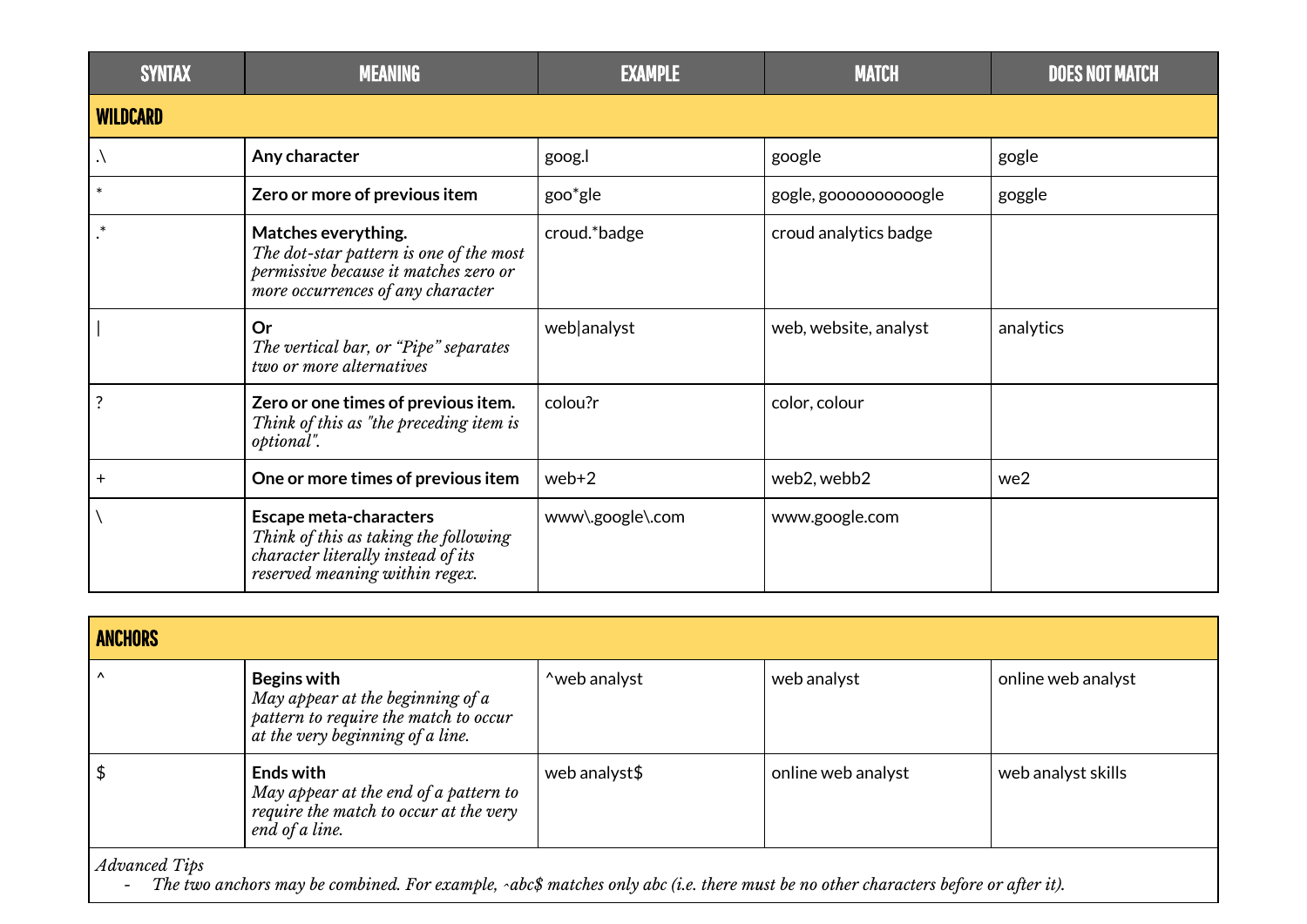| SYNTAX | MEANING | EXAMPLE | MATCH | DOES NOT MATCH |
|---|---|---|---|---|
| **WILDCARD** | | | | |
| .\ | **Any character** | goog.l | google | gogle |
| * | **Zero or more of previous item** | goo*gle | gogle, goooooooooogle | goggle |
| .* | **Matches everything.**<br>*The dot-star pattern is one of the most permissive because it matches zero or more occurrences of any character* | croud.*badge | croud analytics badge | |
| \| | **Or**<br>*The vertical bar, or "Pipe" separates two or more alternatives* | web\|analyst | web, website, analyst | analytics |
| ? | **Zero or one times of previous item.**<br>*Think of this as "the preceding item is optional".* | colou?r | color, colour | |
| + | **One or more times of previous item** | web+2 | web2, webb2 | we2 |
| \ | **Escape meta-characters**<br>*Think of this as taking the following character literally instead of its reserved meaning within regex.* | www\.google\.com | www.google.com | |

| **ANCHORS** | | | | |
|---|---|---|---|---|
| ^ | **Begins with**<br>*May appear at the beginning of a pattern to require the match to occur at the very beginning of a line.* | ^web analyst | web analyst | online web analyst |
| $ | **Ends with**<br>*May appear at the end of a pattern to require the match to occur at the very end of a line.* | web analyst$ | online web analyst | web analyst skills |

*Advanced Tips*

- *The two anchors may be combined. For example, ^abc$ matches only abc (i.e. there must be no other characters before or after it).*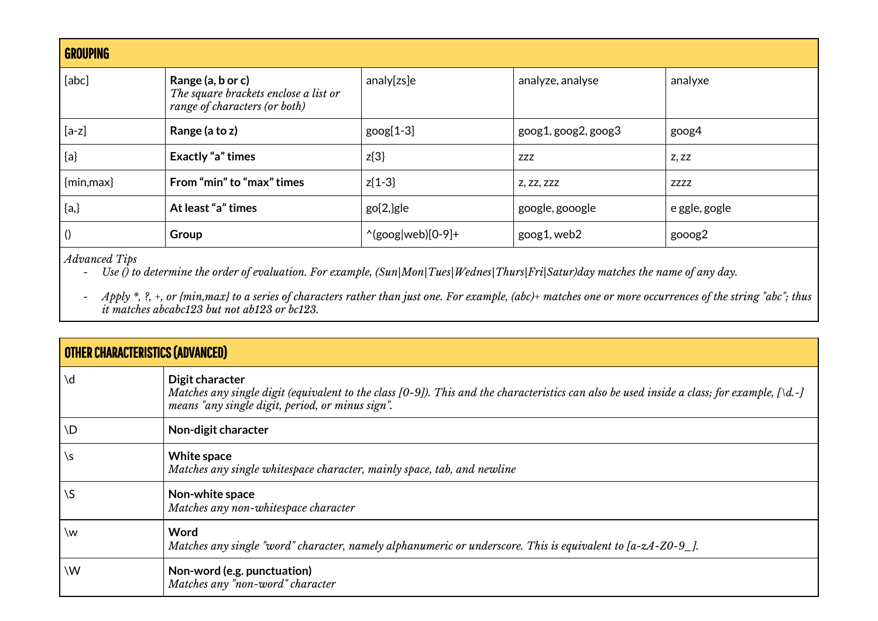| GROUPING | | | | |
| --- | --- | --- | --- | --- |
| [abc] | **Range (a, b or c)** *The square brackets enclose a list or range of characters (or both)* | analy[zs]e | analyze, analyse | analyxe |
| [a-z] | **Range (a to z)** | goog[1-3] | goog1, goog2, goog3 | goog4 |
| {a} | **Exactly "a" times** | z{3} | zzz | z, zz |
| {min,max} | **From "min" to "max" times** | z{1-3} | z, zz, zzz | zzzz |
| {a,} | **At least "a" times** | go{2,}gle | google, gooogle | e ggle, gogle |
| () | **Group** | ^(goog\|web)[0-9]+ | goog1, web2 | gooog2 |

*Advanced Tips*

- *Use () to determine the order of evaluation. For example, (Sun|Mon|Tues|Wednes|Thurs|Fri|Satur)day matches the name of any day.*
- *Apply *, ?, +, or {min,max} to a series of characters rather than just one. For example, (abc)+ matches one or more occurrences of the string "abc"; thus it matches abcabc123 but not ab123 or bc123.*

| OTHER CHARACTERISTICS (ADVANCED) | |
| --- | --- |
| \d | **Digit character** *Matches any single digit (equivalent to the class [0-9]). This and the characteristics can also be used inside a class; for example, [\d.-] means "any single digit, period, or minus sign".* |
| \D | **Non-digit character** |
| \s | **White space** *Matches any single whitespace character, mainly space, tab, and newline* |
| \S | **Non-white space** *Matches any non-whitespace character* |
| \w | **Word** *Matches any single "word" character, namely alphanumeric or underscore. This is equivalent to [a-zA-Z0-9_].* |
| \W | **Non-word (e.g. punctuation)** *Matches any "non-word" character* |